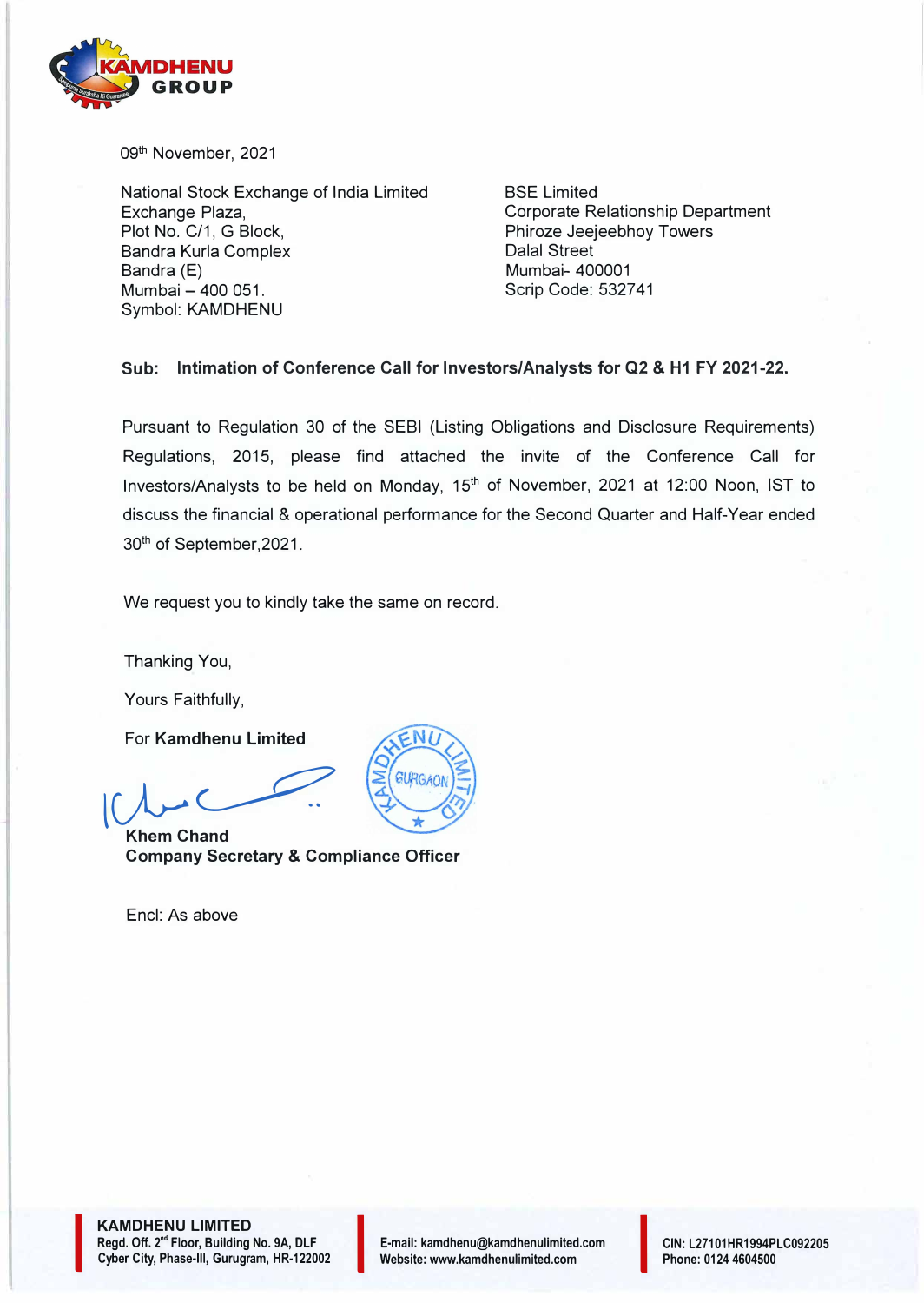KAMDHENU GROUP

09th November, 2021

National Stock Exchange of India Limited
Exchange Plaza,
Plot No. C/1, G Block,
Bandra Kurla Complex
Bandra (E)
Mumbai – 400 051.
Symbol: KAMDHENU

BSE Limited
Corporate Relationship Department
Phiroze Jeejeebhoy Towers
Dalal Street
Mumbai- 400001
Scrip Code: 532741

**Sub: Intimation of Conference Call for Investors/Analysts for Q2 & H1 FY 2021-22.**

Pursuant to Regulation 30 of the SEBI (Listing Obligations and Disclosure Requirements) Regulations, 2015, please find attached the invite of the Conference Call for Investors/Analysts to be held on Monday, 15th of November, 2021 at 12:00 Noon, IST to discuss the financial & operational performance for the Second Quarter and Half-Year ended 30th of September,2021.

We request you to kindly take the same on record.

Thanking You,

Yours Faithfully,

For **Kamdhenu Limited**

**Khem Chand**
**Company Secretary & Compliance Officer**

Encl: As above

**KAMDHENU LIMITED**
Regd. Off. 2nd Floor, Building No. 9A, DLF Cyber City, Phase-III, Gurugram, HR-122002
E-mail: kamdhenu@kamdhenulimited.com
Website: www.kamdhenulimited.com
CIN: L27101HR1994PLC092205
Phone: 0124 4604500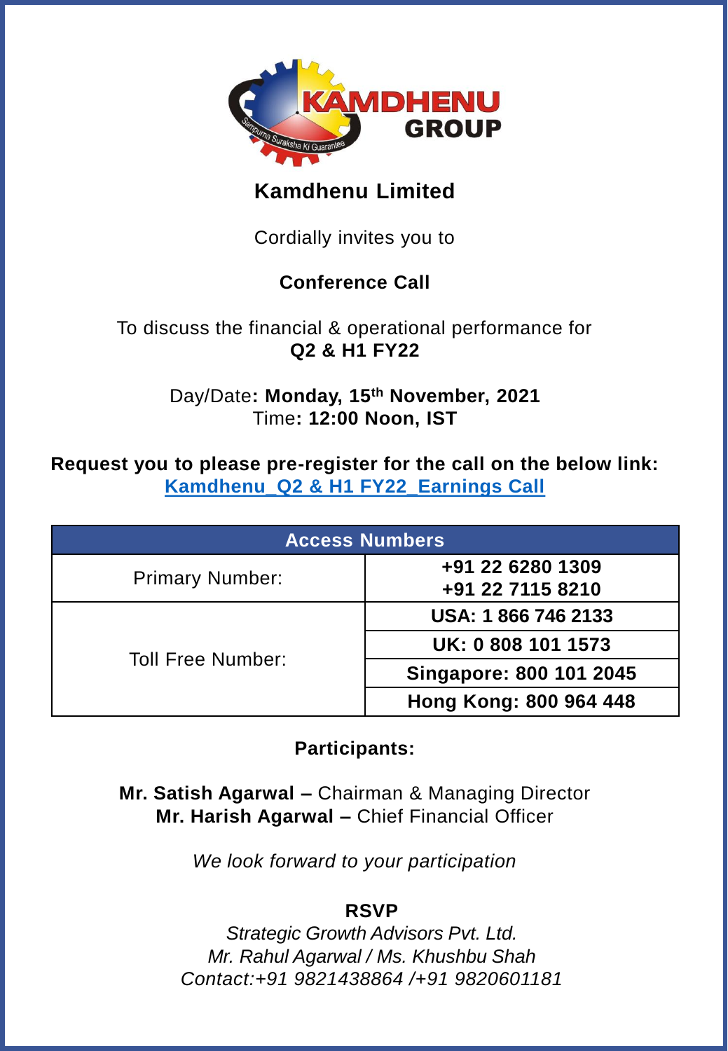# Kamdhenu Limited

Cordially invites you to

**Conference Call**

To discuss the financial & operational performance for
**Q2 & H1 FY22**

Day/Date**: Monday, 15th November, 2021**
Time**: 12:00 Noon, IST**

**Request you to please pre-register for the call on the below link:**
**Kamdhenu_Q2 & H1 FY22_Earnings Call**

| Access Numbers | |
| --- | --- |
| Primary Number: | **+91 22 6280 1309**<br>**+91 22 7115 8210** |
| Toll Free Number: | **USA: 1 866 746 2133** |
| | **UK: 0 808 101 1573** |
| | **Singapore: 800 101 2045** |
| | **Hong Kong: 800 964 448** |

**Participants:**

**Mr. Satish Agarwal –** Chairman & Managing Director
**Mr. Harish Agarwal –** Chief Financial Officer

*We look forward to your participation*

**RSVP**
*Strategic Growth Advisors Pvt. Ltd.*
*Mr. Rahul Agarwal / Ms. Khushbu Shah*
*Contact:+91 9821438864 /+91 9820601181*